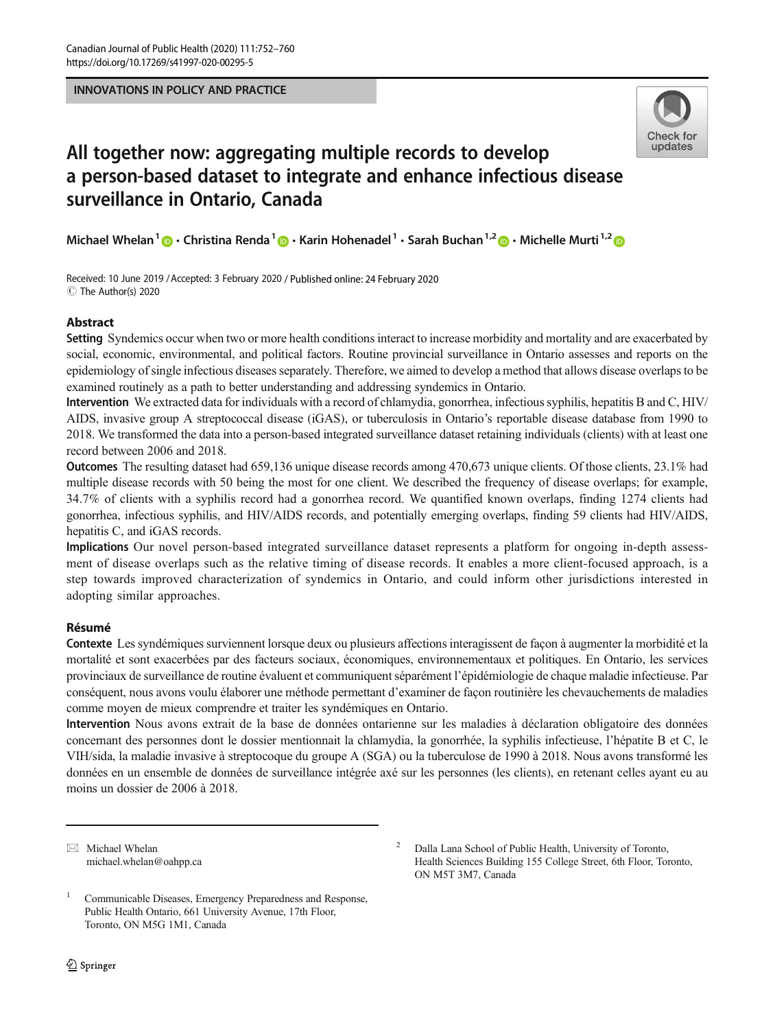INNOVATIONS IN POLICY AND PRACTICE

# All together now: aggregating multiple records to develop a person-based dataset to integrate and enhance infectious disease surveillance in Ontario, Canada

Michael Whelan[1] · Christina Renda[1] · Karin Hohenadel[1] · Sarah Buchan[1,2] · Michelle Murti[1,2]

Received: 10 June 2019 / Accepted: 3 February 2020 / Published online: 24 February 2020
© The Author(s) 2020

## Abstract

**Setting** Syndemics occur when two or more health conditions interact to increase morbidity and mortality and are exacerbated by social, economic, environmental, and political factors. Routine provincial surveillance in Ontario assesses and reports on the epidemiology of single infectious diseases separately. Therefore, we aimed to develop a method that allows disease overlaps to be examined routinely as a path to better understanding and addressing syndemics in Ontario.

**Intervention** We extracted data for individuals with a record of chlamydia, gonorrhea, infectious syphilis, hepatitis B and C, HIV/AIDS, invasive group A streptococcal disease (iGAS), or tuberculosis in Ontario's reportable disease database from 1990 to 2018. We transformed the data into a person-based integrated surveillance dataset retaining individuals (clients) with at least one record between 2006 and 2018.

**Outcomes** The resulting dataset had 659,136 unique disease records among 470,673 unique clients. Of those clients, 23.1% had multiple disease records with 50 being the most for one client. We described the frequency of disease overlaps; for example, 34.7% of clients with a syphilis record had a gonorrhea record. We quantified known overlaps, finding 1274 clients had gonorrhea, infectious syphilis, and HIV/AIDS records, and potentially emerging overlaps, finding 59 clients had HIV/AIDS, hepatitis C, and iGAS records.

**Implications** Our novel person-based integrated surveillance dataset represents a platform for ongoing in-depth assessment of disease overlaps such as the relative timing of disease records. It enables a more client-focused approach, is a step towards improved characterization of syndemics in Ontario, and could inform other jurisdictions interested in adopting similar approaches.

## Résumé

**Contexte** Les syndémiques surviennent lorsque deux ou plusieurs affections interagissent de façon à augmenter la morbidité et la mortalité et sont exacerbées par des facteurs sociaux, économiques, environnementaux et politiques. En Ontario, les services provinciaux de surveillance de routine évaluent et communiquent séparément l'épidémiologie de chaque maladie infectieuse. Par conséquent, nous avons voulu élaborer une méthode permettant d'examiner de façon routinière les chevauchements de maladies comme moyen de mieux comprendre et traiter les syndémiques en Ontario.

**Intervention** Nous avons extrait de la base de données ontarienne sur les maladies à déclaration obligatoire des données concernant des personnes dont le dossier mentionnait la chlamydia, la gonorrhée, la syphilis infectieuse, l'hépatite B et C, le VIH/sida, la maladie invasive à streptocoque du groupe A (SGA) ou la tuberculose de 1990 à 2018. Nous avons transformé les données en un ensemble de données de surveillance intégrée axé sur les personnes (les clients), en retenant celles ayant eu au moins un dossier de 2006 à 2018.

---

✉ Michael Whelan
michael.whelan@oahpp.ca

[1] Communicable Diseases, Emergency Preparedness and Response, Public Health Ontario, 661 University Avenue, 17th Floor, Toronto, ON M5G 1M1, Canada

[2] Dalla Lana School of Public Health, University of Toronto, Health Sciences Building 155 College Street, 6th Floor, Toronto, ON M5T 3M7, Canada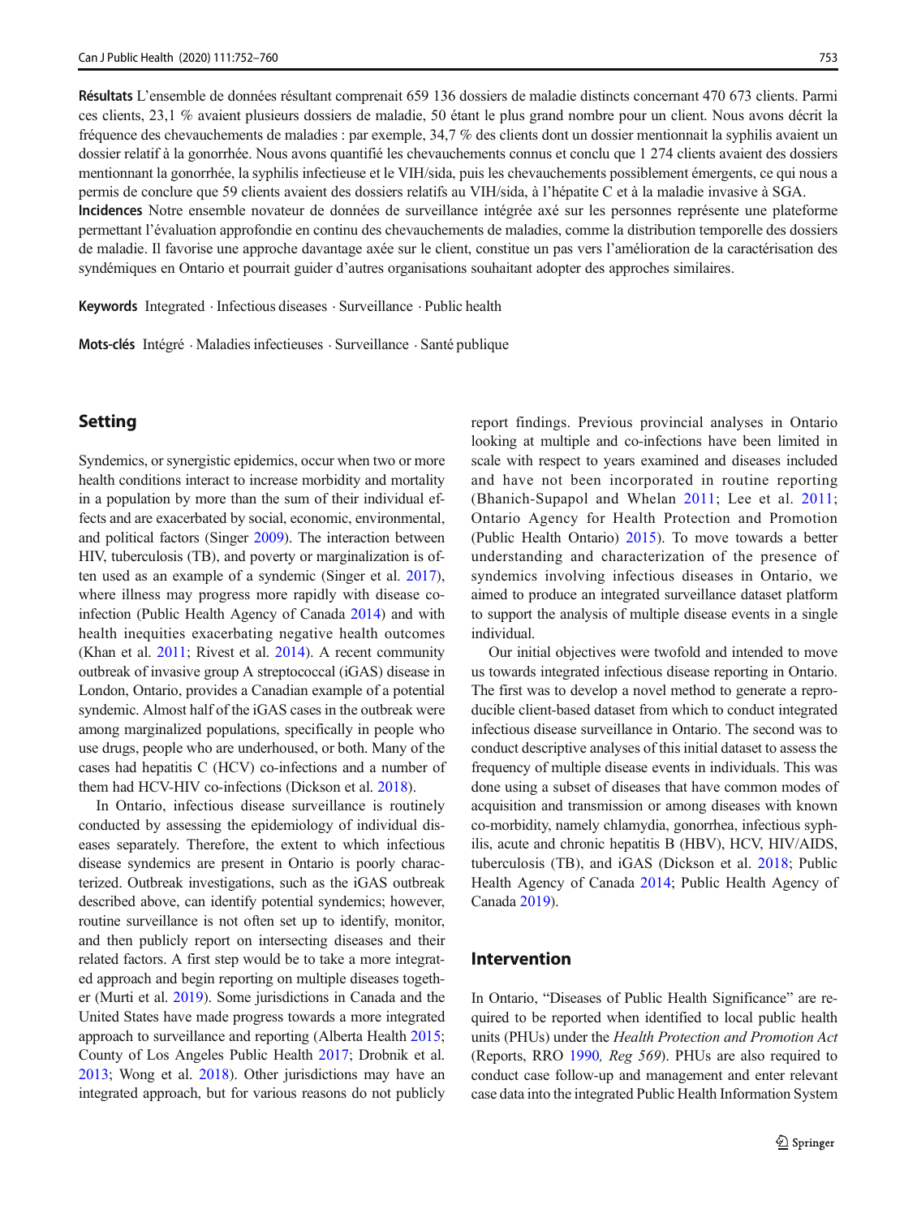**Résultats** L'ensemble de données résultant comprenait 659 136 dossiers de maladie distincts concernant 470 673 clients. Parmi ces clients, 23,1 % avaient plusieurs dossiers de maladie, 50 étant le plus grand nombre pour un client. Nous avons décrit la fréquence des chevauchements de maladies : par exemple, 34,7 % des clients dont un dossier mentionnait la syphilis avaient un dossier relatif à la gonorrhée. Nous avons quantifié les chevauchements connus et conclu que 1 274 clients avaient des dossiers mentionnant la gonorrhée, la syphilis infectieuse et le VIH/sida, puis les chevauchements possiblement émergents, ce qui nous a permis de conclure que 59 clients avaient des dossiers relatifs au VIH/sida, à l'hépatite C et à la maladie invasive à SGA.

**Incidences** Notre ensemble novateur de données de surveillance intégrée axé sur les personnes représente une plateforme permettant l'évaluation approfondie en continu des chevauchements de maladies, comme la distribution temporelle des dossiers de maladie. Il favorise une approche davantage axée sur le client, constitue un pas vers l'amélioration de la caractérisation des syndémiques en Ontario et pourrait guider d'autres organisations souhaitant adopter des approches similaires.

**Keywords** Integrated · Infectious diseases · Surveillance · Public health

**Mots-clés** Intégré · Maladies infectieuses · Surveillance · Santé publique

## Setting

Syndemics, or synergistic epidemics, occur when two or more health conditions interact to increase morbidity and mortality in a population by more than the sum of their individual effects and are exacerbated by social, economic, environmental, and political factors (Singer 2009). The interaction between HIV, tuberculosis (TB), and poverty or marginalization is often used as an example of a syndemic (Singer et al. 2017), where illness may progress more rapidly with disease co-infection (Public Health Agency of Canada 2014) and with health inequities exacerbating negative health outcomes (Khan et al. 2011; Rivest et al. 2014). A recent community outbreak of invasive group A streptococcal (iGAS) disease in London, Ontario, provides a Canadian example of a potential syndemic. Almost half of the iGAS cases in the outbreak were among marginalized populations, specifically in people who use drugs, people who are underhoused, or both. Many of the cases had hepatitis C (HCV) co-infections and a number of them had HCV-HIV co-infections (Dickson et al. 2018).

In Ontario, infectious disease surveillance is routinely conducted by assessing the epidemiology of individual diseases separately. Therefore, the extent to which infectious disease syndemics are present in Ontario is poorly characterized. Outbreak investigations, such as the iGAS outbreak described above, can identify potential syndemics; however, routine surveillance is not often set up to identify, monitor, and then publicly report on intersecting diseases and their related factors. A first step would be to take a more integrated approach and begin reporting on multiple diseases together (Murti et al. 2019). Some jurisdictions in Canada and the United States have made progress towards a more integrated approach to surveillance and reporting (Alberta Health 2015; County of Los Angeles Public Health 2017; Drobnik et al. 2013; Wong et al. 2018). Other jurisdictions may have an integrated approach, but for various reasons do not publicly report findings. Previous provincial analyses in Ontario looking at multiple and co-infections have been limited in scale with respect to years examined and diseases included and have not been incorporated in routine reporting (Bhanich-Supapol and Whelan 2011; Lee et al. 2011; Ontario Agency for Health Protection and Promotion (Public Health Ontario) 2015). To move towards a better understanding and characterization of the presence of syndemics involving infectious diseases in Ontario, we aimed to produce an integrated surveillance dataset platform to support the analysis of multiple disease events in a single individual.

Our initial objectives were twofold and intended to move us towards integrated infectious disease reporting in Ontario. The first was to develop a novel method to generate a reproducible client-based dataset from which to conduct integrated infectious disease surveillance in Ontario. The second was to conduct descriptive analyses of this initial dataset to assess the frequency of multiple disease events in individuals. This was done using a subset of diseases that have common modes of acquisition and transmission or among diseases with known co-morbidity, namely chlamydia, gonorrhea, infectious syphilis, acute and chronic hepatitis B (HBV), HCV, HIV/AIDS, tuberculosis (TB), and iGAS (Dickson et al. 2018; Public Health Agency of Canada 2014; Public Health Agency of Canada 2019).

## Intervention

In Ontario, "Diseases of Public Health Significance" are required to be reported when identified to local public health units (PHUs) under the *Health Protection and Promotion Act* (Reports, RRO 1990*, Reg 569*). PHUs are also required to conduct case follow-up and management and enter relevant case data into the integrated Public Health Information System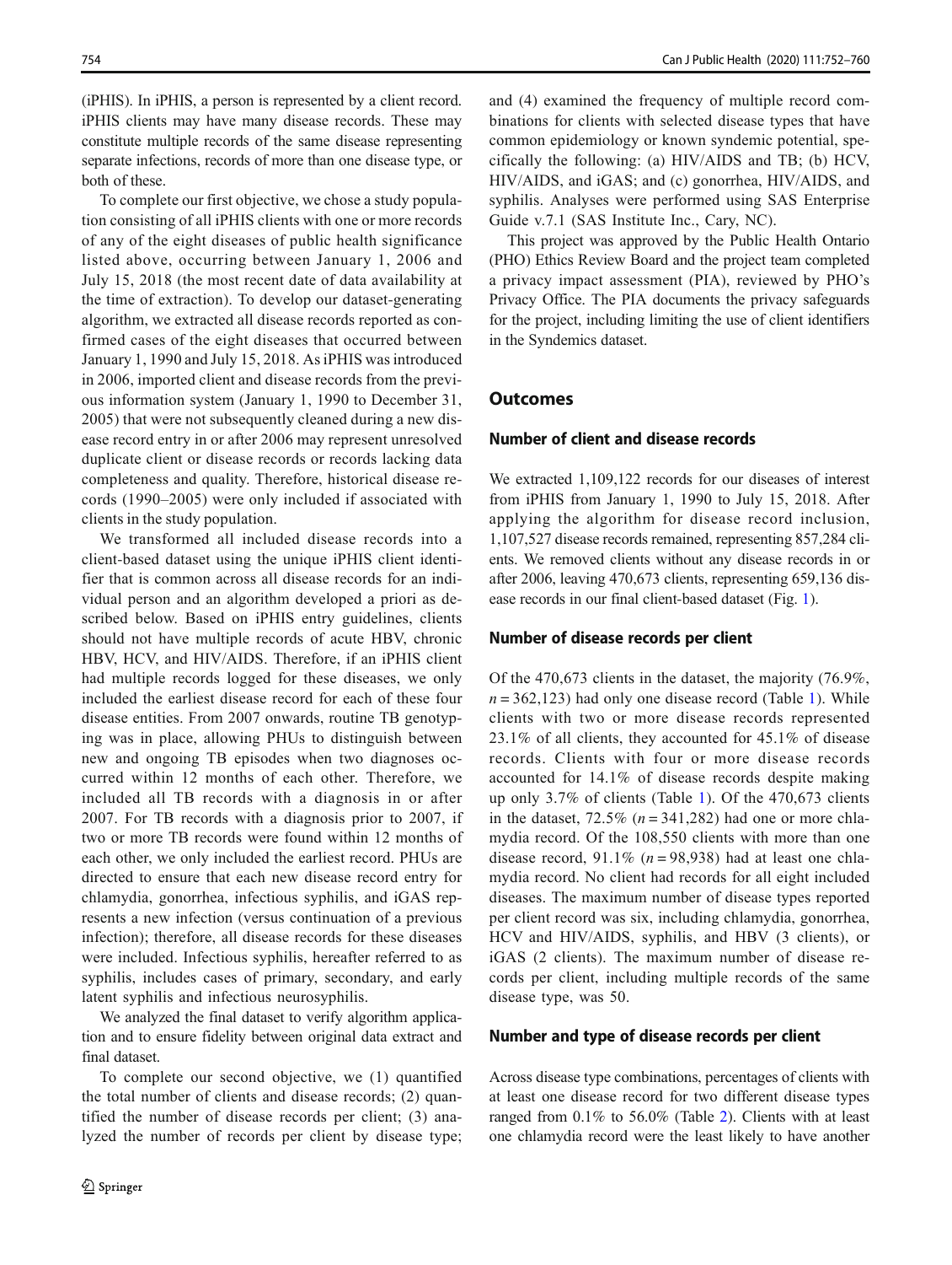(iPHIS). In iPHIS, a person is represented by a client record. iPHIS clients may have many disease records. These may constitute multiple records of the same disease representing separate infections, records of more than one disease type, or both of these.

To complete our first objective, we chose a study population consisting of all iPHIS clients with one or more records of any of the eight diseases of public health significance listed above, occurring between January 1, 2006 and July 15, 2018 (the most recent date of data availability at the time of extraction). To develop our dataset-generating algorithm, we extracted all disease records reported as confirmed cases of the eight diseases that occurred between January 1, 1990 and July 15, 2018. As iPHIS was introduced in 2006, imported client and disease records from the previous information system (January 1, 1990 to December 31, 2005) that were not subsequently cleaned during a new disease record entry in or after 2006 may represent unresolved duplicate client or disease records or records lacking data completeness and quality. Therefore, historical disease records (1990–2005) were only included if associated with clients in the study population.

We transformed all included disease records into a client-based dataset using the unique iPHIS client identifier that is common across all disease records for an individual person and an algorithm developed a priori as described below. Based on iPHIS entry guidelines, clients should not have multiple records of acute HBV, chronic HBV, HCV, and HIV/AIDS. Therefore, if an iPHIS client had multiple records logged for these diseases, we only included the earliest disease record for each of these four disease entities. From 2007 onwards, routine TB genotyping was in place, allowing PHUs to distinguish between new and ongoing TB episodes when two diagnoses occurred within 12 months of each other. Therefore, we included all TB records with a diagnosis in or after 2007. For TB records with a diagnosis prior to 2007, if two or more TB records were found within 12 months of each other, we only included the earliest record. PHUs are directed to ensure that each new disease record entry for chlamydia, gonorrhea, infectious syphilis, and iGAS represents a new infection (versus continuation of a previous infection); therefore, all disease records for these diseases were included. Infectious syphilis, hereafter referred to as syphilis, includes cases of primary, secondary, and early latent syphilis and infectious neurosyphilis.

We analyzed the final dataset to verify algorithm application and to ensure fidelity between original data extract and final dataset.

To complete our second objective, we (1) quantified the total number of clients and disease records; (2) quantified the number of disease records per client; (3) analyzed the number of records per client by disease type; and (4) examined the frequency of multiple record combinations for clients with selected disease types that have common epidemiology or known syndemic potential, specifically the following: (a) HIV/AIDS and TB; (b) HCV, HIV/AIDS, and iGAS; and (c) gonorrhea, HIV/AIDS, and syphilis. Analyses were performed using SAS Enterprise Guide v.7.1 (SAS Institute Inc., Cary, NC).

This project was approved by the Public Health Ontario (PHO) Ethics Review Board and the project team completed a privacy impact assessment (PIA), reviewed by PHO's Privacy Office. The PIA documents the privacy safeguards for the project, including limiting the use of client identifiers in the Syndemics dataset.

## Outcomes

### Number of client and disease records

We extracted 1,109,122 records for our diseases of interest from iPHIS from January 1, 1990 to July 15, 2018. After applying the algorithm for disease record inclusion, 1,107,527 disease records remained, representing 857,284 clients. We removed clients without any disease records in or after 2006, leaving 470,673 clients, representing 659,136 disease records in our final client-based dataset (Fig. 1).

### Number of disease records per client

Of the 470,673 clients in the dataset, the majority (76.9%, $n = 362{,}123$) had only one disease record (Table 1). While clients with two or more disease records represented 23.1% of all clients, they accounted for 45.1% of disease records. Clients with four or more disease records accounted for 14.1% of disease records despite making up only 3.7% of clients (Table 1). Of the 470,673 clients in the dataset, 72.5% ($n = 341{,}282$) had one or more chlamydia record. Of the 108,550 clients with more than one disease record, 91.1% ($n = 98{,}938$) had at least one chlamydia record. No client had records for all eight included diseases. The maximum number of disease types reported per client record was six, including chlamydia, gonorrhea, HCV and HIV/AIDS, syphilis, and HBV (3 clients), or iGAS (2 clients). The maximum number of disease records per client, including multiple records of the same disease type, was 50.

### Number and type of disease records per client

Across disease type combinations, percentages of clients with at least one disease record for two different disease types ranged from 0.1% to 56.0% (Table 2). Clients with at least one chlamydia record were the least likely to have another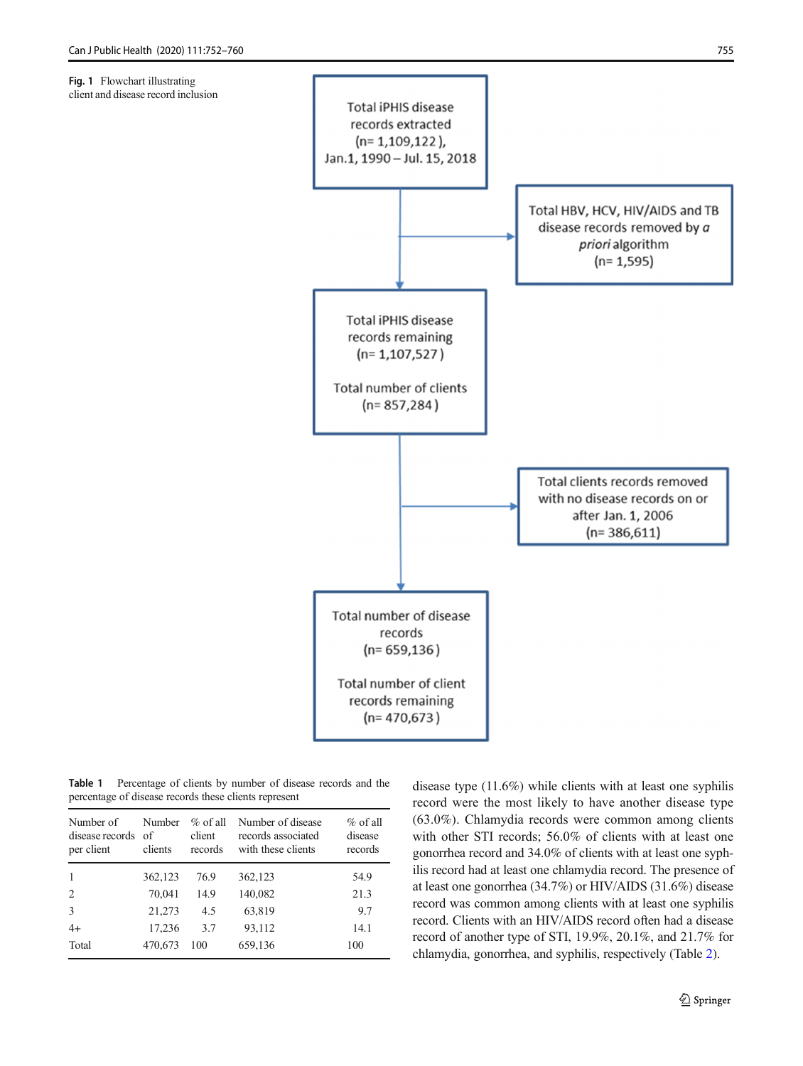**Fig. 1** Flowchart illustrating client and disease record inclusion

Total iPHIS disease records extracted (n= 1,109,122 ), Jan.1, 1990 – Jul. 15, 2018

Total HBV, HCV, HIV/AIDS and TB disease records removed by *a priori* algorithm (n= 1,595)

Total iPHIS disease records remaining (n= 1,107,527 )

Total number of clients (n= 857,284 )

Total clients records removed with no disease records on or after Jan. 1, 2006 (n= 386,611)

Total number of disease records (n= 659,136 )

Total number of client records remaining (n= 470,673 )

**Table 1** Percentage of clients by number of disease records and the percentage of disease records these clients represent

| Number of disease records per client | Number of clients | % of all client records | Number of disease records associated with these clients | % of all disease records |
|---|---|---|---|---|
| 1 | 362,123 | 76.9 | 362,123 | 54.9 |
| 2 | 70,041 | 14.9 | 140,082 | 21.3 |
| 3 | 21,273 | 4.5 | 63,819 | 9.7 |
| 4+ | 17,236 | 3.7 | 93,112 | 14.1 |
| Total | 470,673 | 100 | 659,136 | 100 |

disease type (11.6%) while clients with at least one syphilis record were the most likely to have another disease type (63.0%). Chlamydia records were common among clients with other STI records; 56.0% of clients with at least one gonorrhea record and 34.0% of clients with at least one syphilis record had at least one chlamydia record. The presence of at least one gonorrhea (34.7%) or HIV/AIDS (31.6%) disease record was common among clients with at least one syphilis record. Clients with an HIV/AIDS record often had a disease record of another type of STI, 19.9%, 20.1%, and 21.7% for chlamydia, gonorrhea, and syphilis, respectively (Table 2).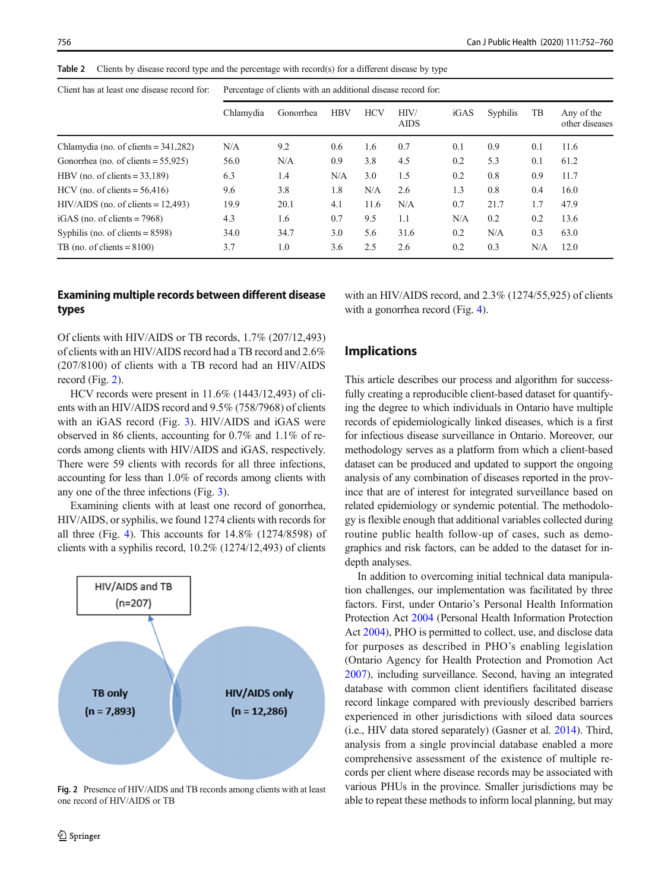**Table 2** Clients by disease record type and the percentage with record(s) for a different disease by type

| Client has at least one disease record for: | Percentage of clients with an additional disease record for: | | | | | | | | |
|---|---|---|---|---|---|---|---|---|---|
| | Chlamydia | Gonorrhea | HBV | HCV | HIV/AIDS | iGAS | Syphilis | TB | Any of the other diseases |
| Chlamydia (no. of clients = 341,282) | N/A | 9.2 | 0.6 | 1.6 | 0.7 | 0.1 | 0.9 | 0.1 | 11.6 |
| Gonorrhea (no. of clients = 55,925) | 56.0 | N/A | 0.9 | 3.8 | 4.5 | 0.2 | 5.3 | 0.1 | 61.2 |
| HBV (no. of clients = 33,189) | 6.3 | 1.4 | N/A | 3.0 | 1.5 | 0.2 | 0.8 | 0.9 | 11.7 |
| HCV (no. of clients = 56,416) | 9.6 | 3.8 | 1.8 | N/A | 2.6 | 1.3 | 0.8 | 0.4 | 16.0 |
| HIV/AIDS (no. of clients = 12,493) | 19.9 | 20.1 | 4.1 | 11.6 | N/A | 0.7 | 21.7 | 1.7 | 47.9 |
| iGAS (no. of clients = 7968) | 4.3 | 1.6 | 0.7 | 9.5 | 1.1 | N/A | 0.2 | 0.2 | 13.6 |
| Syphilis (no. of clients = 8598) | 34.0 | 34.7 | 3.0 | 5.6 | 31.6 | 0.2 | N/A | 0.3 | 63.0 |
| TB (no. of clients = 8100) | 3.7 | 1.0 | 3.6 | 2.5 | 2.6 | 0.2 | 0.3 | N/A | 12.0 |

## Examining multiple records between different disease types

Of clients with HIV/AIDS or TB records, 1.7% (207/12,493) of clients with an HIV/AIDS record had a TB record and 2.6% (207/8100) of clients with a TB record had an HIV/AIDS record (Fig. 2).

HCV records were present in 11.6% (1443/12,493) of clients with an HIV/AIDS record and 9.5% (758/7968) of clients with an iGAS record (Fig. 3). HIV/AIDS and iGAS were observed in 86 clients, accounting for 0.7% and 1.1% of records among clients with HIV/AIDS and iGAS, respectively. There were 59 clients with records for all three infections, accounting for less than 1.0% of records among clients with any one of the three infections (Fig. 3).

Examining clients with at least one record of gonorrhea, HIV/AIDS, or syphilis, we found 1274 clients with records for all three (Fig. 4). This accounts for 14.8% (1274/8598) of clients with a syphilis record, 10.2% (1274/12,493) of clients with an HIV/AIDS record, and 2.3% (1274/55,925) of clients with a gonorrhea record (Fig. 4).

HIV/AIDS and TB (n=207)

TB only (n = 7,893)

HIV/AIDS only (n = 12,286)

**Fig. 2** Presence of HIV/AIDS and TB records among clients with at least one record of HIV/AIDS or TB

## Implications

This article describes our process and algorithm for successfully creating a reproducible client-based dataset for quantifying the degree to which individuals in Ontario have multiple records of epidemiologically linked diseases, which is a first for infectious disease surveillance in Ontario. Moreover, our methodology serves as a platform from which a client-based dataset can be produced and updated to support the ongoing analysis of any combination of diseases reported in the province that are of interest for integrated surveillance based on related epidemiology or syndemic potential. The methodology is flexible enough that additional variables collected during routine public health follow-up of cases, such as demographics and risk factors, can be added to the dataset for in-depth analyses.

In addition to overcoming initial technical data manipulation challenges, our implementation was facilitated by three factors. First, under Ontario's Personal Health Information Protection Act 2004 (Personal Health Information Protection Act 2004), PHO is permitted to collect, use, and disclose data for purposes as described in PHO's enabling legislation (Ontario Agency for Health Protection and Promotion Act 2007), including surveillance. Second, having an integrated database with common client identifiers facilitated disease record linkage compared with previously described barriers experienced in other jurisdictions with siloed data sources (i.e., HIV data stored separately) (Gasner et al. 2014). Third, analysis from a single provincial database enabled a more comprehensive assessment of the existence of multiple records per client where disease records may be associated with various PHUs in the province. Smaller jurisdictions may be able to repeat these methods to inform local planning, but may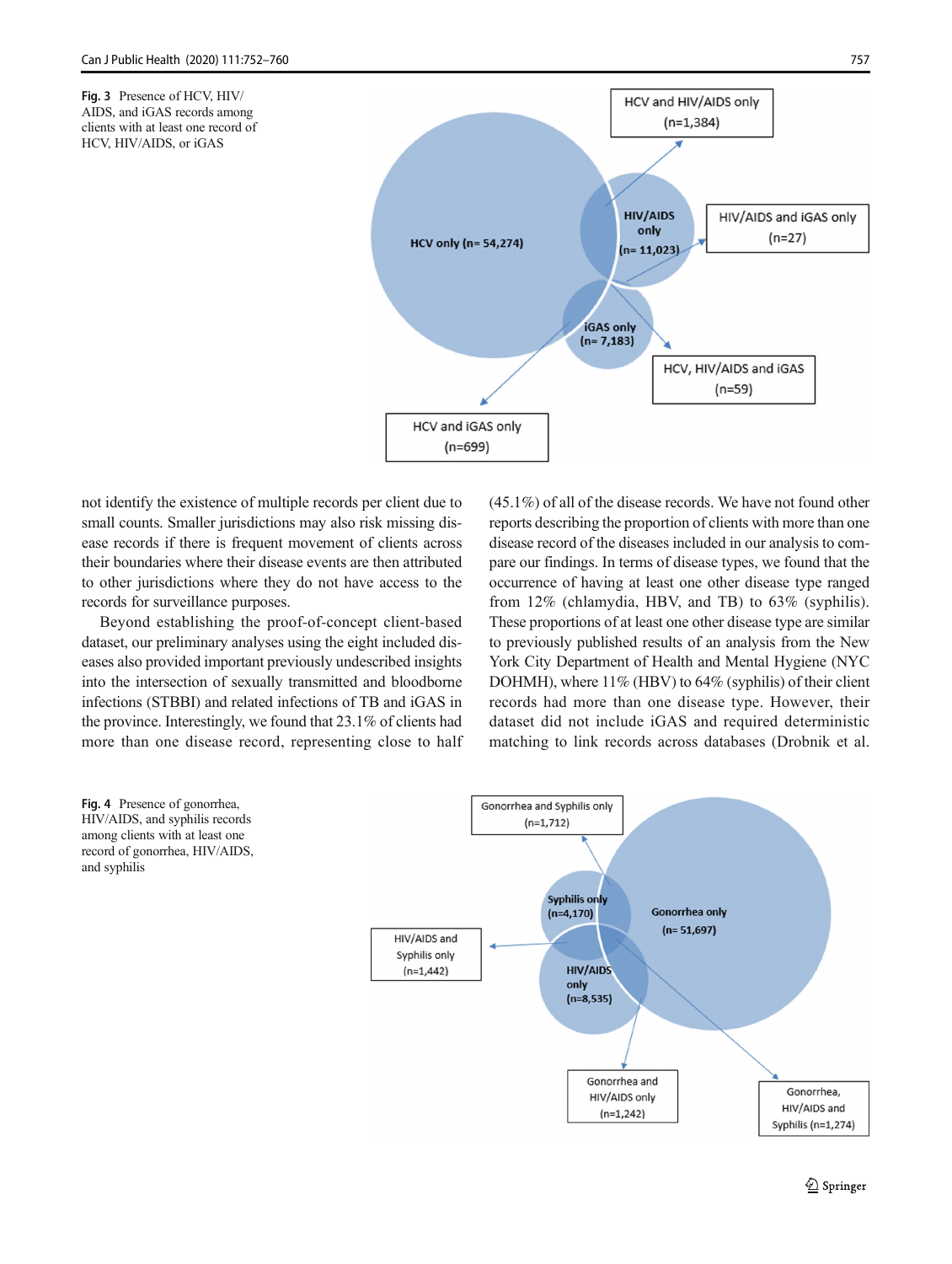Fig. 3 Presence of HCV, HIV/AIDS, and iGAS records among clients with at least one record of HCV, HIV/AIDS, or iGAS

not identify the existence of multiple records per client due to small counts. Smaller jurisdictions may also risk missing disease records if there is frequent movement of clients across their boundaries where their disease events are then attributed to other jurisdictions where they do not have access to the records for surveillance purposes.

Beyond establishing the proof-of-concept client-based dataset, our preliminary analyses using the eight included diseases also provided important previously undescribed insights into the intersection of sexually transmitted and bloodborne infections (STBBI) and related infections of TB and iGAS in the province. Interestingly, we found that 23.1% of clients had more than one disease record, representing close to half (45.1%) of all of the disease records. We have not found other reports describing the proportion of clients with more than one disease record of the diseases included in our analysis to compare our findings. In terms of disease types, we found that the occurrence of having at least one other disease type ranged from 12% (chlamydia, HBV, and TB) to 63% (syphilis). These proportions of at least one other disease type are similar to previously published results of an analysis from the New York City Department of Health and Mental Hygiene (NYC DOHMH), where 11% (HBV) to 64% (syphilis) of their client records had more than one disease type. However, their dataset did not include iGAS and required deterministic matching to link records across databases (Drobnik et al.

Fig. 4 Presence of gonorrhea, HIV/AIDS, and syphilis records among clients with at least one record of gonorrhea, HIV/AIDS, and syphilis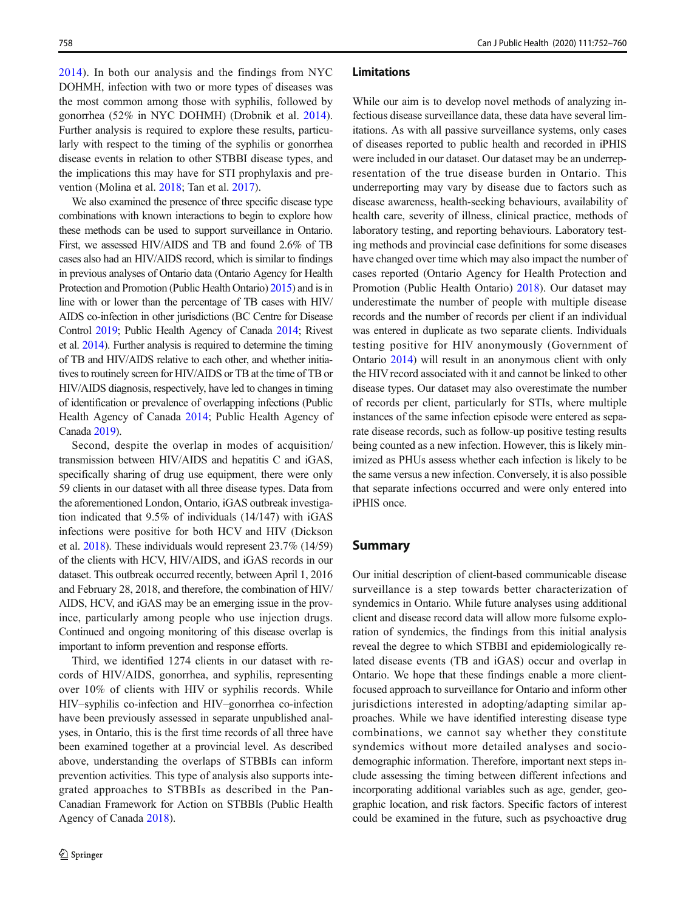2014). In both our analysis and the findings from NYC DOHMH, infection with two or more types of diseases was the most common among those with syphilis, followed by gonorrhea (52% in NYC DOHMH) (Drobnik et al. 2014). Further analysis is required to explore these results, particularly with respect to the timing of the syphilis or gonorrhea disease events in relation to other STBBI disease types, and the implications this may have for STI prophylaxis and prevention (Molina et al. 2018; Tan et al. 2017).

We also examined the presence of three specific disease type combinations with known interactions to begin to explore how these methods can be used to support surveillance in Ontario. First, we assessed HIV/AIDS and TB and found 2.6% of TB cases also had an HIV/AIDS record, which is similar to findings in previous analyses of Ontario data (Ontario Agency for Health Protection and Promotion (Public Health Ontario) 2015) and is in line with or lower than the percentage of TB cases with HIV/AIDS co-infection in other jurisdictions (BC Centre for Disease Control 2019; Public Health Agency of Canada 2014; Rivest et al. 2014). Further analysis is required to determine the timing of TB and HIV/AIDS relative to each other, and whether initiatives to routinely screen for HIV/AIDS or TB at the time of TB or HIV/AIDS diagnosis, respectively, have led to changes in timing of identification or prevalence of overlapping infections (Public Health Agency of Canada 2014; Public Health Agency of Canada 2019).

Second, despite the overlap in modes of acquisition/transmission between HIV/AIDS and hepatitis C and iGAS, specifically sharing of drug use equipment, there were only 59 clients in our dataset with all three disease types. Data from the aforementioned London, Ontario, iGAS outbreak investigation indicated that 9.5% of individuals (14/147) with iGAS infections were positive for both HCV and HIV (Dickson et al. 2018). These individuals would represent 23.7% (14/59) of the clients with HCV, HIV/AIDS, and iGAS records in our dataset. This outbreak occurred recently, between April 1, 2016 and February 28, 2018, and therefore, the combination of HIV/AIDS, HCV, and iGAS may be an emerging issue in the province, particularly among people who use injection drugs. Continued and ongoing monitoring of this disease overlap is important to inform prevention and response efforts.

Third, we identified 1274 clients in our dataset with records of HIV/AIDS, gonorrhea, and syphilis, representing over 10% of clients with HIV or syphilis records. While HIV–syphilis co-infection and HIV–gonorrhea co-infection have been previously assessed in separate unpublished analyses, in Ontario, this is the first time records of all three have been examined together at a provincial level. As described above, understanding the overlaps of STBBIs can inform prevention activities. This type of analysis also supports integrated approaches to STBBIs as described in the Pan-Canadian Framework for Action on STBBIs (Public Health Agency of Canada 2018).

## Limitations

While our aim is to develop novel methods of analyzing infectious disease surveillance data, these data have several limitations. As with all passive surveillance systems, only cases of diseases reported to public health and recorded in iPHIS were included in our dataset. Our dataset may be an underrepresentation of the true disease burden in Ontario. This underreporting may vary by disease due to factors such as disease awareness, health-seeking behaviours, availability of health care, severity of illness, clinical practice, methods of laboratory testing, and reporting behaviours. Laboratory testing methods and provincial case definitions for some diseases have changed over time which may also impact the number of cases reported (Ontario Agency for Health Protection and Promotion (Public Health Ontario) 2018). Our dataset may underestimate the number of people with multiple disease records and the number of records per client if an individual was entered in duplicate as two separate clients. Individuals testing positive for HIV anonymously (Government of Ontario 2014) will result in an anonymous client with only the HIV record associated with it and cannot be linked to other disease types. Our dataset may also overestimate the number of records per client, particularly for STIs, where multiple instances of the same infection episode were entered as separate disease records, such as follow-up positive testing results being counted as a new infection. However, this is likely minimized as PHUs assess whether each infection is likely to be the same versus a new infection. Conversely, it is also possible that separate infections occurred and were only entered into iPHIS once.

## Summary

Our initial description of client-based communicable disease surveillance is a step towards better characterization of syndemics in Ontario. While future analyses using additional client and disease record data will allow more fulsome exploration of syndemics, the findings from this initial analysis reveal the degree to which STBBI and epidemiologically related disease events (TB and iGAS) occur and overlap in Ontario. We hope that these findings enable a more client-focused approach to surveillance for Ontario and inform other jurisdictions interested in adopting/adapting similar approaches. While we have identified interesting disease type combinations, we cannot say whether they constitute syndemics without more detailed analyses and socio-demographic information. Therefore, important next steps include assessing the timing between different infections and incorporating additional variables such as age, gender, geographic location, and risk factors. Specific factors of interest could be examined in the future, such as psychoactive drug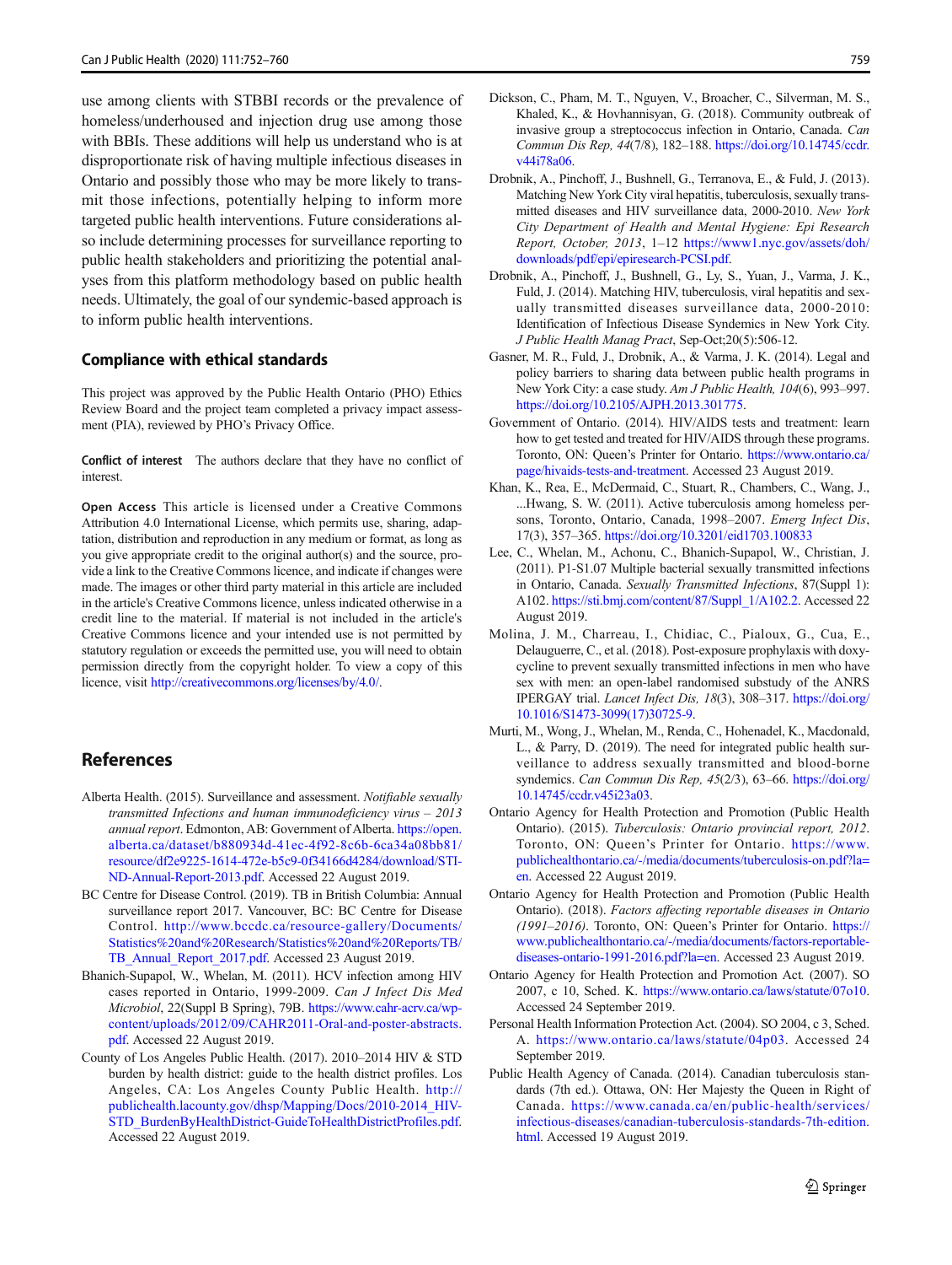use among clients with STBBI records or the prevalence of homeless/underhoused and injection drug use among those with BBIs. These additions will help us understand who is at disproportionate risk of having multiple infectious diseases in Ontario and possibly those who may be more likely to transmit those infections, potentially helping to inform more targeted public health interventions. Future considerations also include determining processes for surveillance reporting to public health stakeholders and prioritizing the potential analyses from this platform methodology based on public health needs. Ultimately, the goal of our syndemic-based approach is to inform public health interventions.

## Compliance with ethical standards

This project was approved by the Public Health Ontario (PHO) Ethics Review Board and the project team completed a privacy impact assessment (PIA), reviewed by PHO's Privacy Office.

**Conflict of interest** The authors declare that they have no conflict of interest.

**Open Access** This article is licensed under a Creative Commons Attribution 4.0 International License, which permits use, sharing, adaptation, distribution and reproduction in any medium or format, as long as you give appropriate credit to the original author(s) and the source, provide a link to the Creative Commons licence, and indicate if changes were made. The images or other third party material in this article are included in the article's Creative Commons licence, unless indicated otherwise in a credit line to the material. If material is not included in the article's Creative Commons licence and your intended use is not permitted by statutory regulation or exceeds the permitted use, you will need to obtain permission directly from the copyright holder. To view a copy of this licence, visit http://creativecommons.org/licenses/by/4.0/.

## References

Alberta Health. (2015). Surveillance and assessment. *Notifiable sexually transmitted Infections and human immunodeficiency virus – 2013 annual report*. Edmonton, AB: Government of Alberta. https://open.alberta.ca/dataset/b880934d-41ec-4f92-8c6b-6ca34a08bb81/resource/df2e9225-1614-472e-b5c9-0f34166d4284/download/STI-ND-Annual-Report-2013.pdf. Accessed 22 August 2019.

BC Centre for Disease Control. (2019). TB in British Columbia: Annual surveillance report 2017. Vancouver, BC: BC Centre for Disease Control. http://www.bccdc.ca/resource-gallery/Documents/Statistics%20and%20Research/Statistics%20and%20Reports/TB/TB_Annual_Report_2017.pdf. Accessed 23 August 2019.

Bhanich-Supapol, W., Whelan, M. (2011). HCV infection among HIV cases reported in Ontario, 1999-2009. *Can J Infect Dis Med Microbiol*, 22(Suppl B Spring), 79B. https://www.cahr-acrv.ca/wp-content/uploads/2012/09/CAHR2011-Oral-and-poster-abstracts.pdf. Accessed 22 August 2019.

County of Los Angeles Public Health. (2017). 2010–2014 HIV & STD burden by health district: guide to the health district profiles. Los Angeles, CA: Los Angeles County Public Health. http://publichealth.lacounty.gov/dhsp/Mapping/Docs/2010-2014_HIV-STD_BurdenByHealthDistrict-GuideToHealthDistrictProfiles.pdf. Accessed 22 August 2019.

Dickson, C., Pham, M. T., Nguyen, V., Broacher, C., Silverman, M. S., Khaled, K., & Hovhannisyan, G. (2018). Community outbreak of invasive group a streptococcus infection in Ontario, Canada. *Can Commun Dis Rep, 44*(7/8), 182–188. https://doi.org/10.14745/ccdr.v44i78a06.

Drobnik, A., Pinchoff, J., Bushnell, G., Terranova, E., & Fuld, J. (2013). Matching New York City viral hepatitis, tuberculosis, sexually transmitted diseases and HIV surveillance data, 2000-2010. *New York City Department of Health and Mental Hygiene: Epi Research Report, October, 2013*, 1–12 https://www1.nyc.gov/assets/doh/downloads/pdf/epi/epiresearch-PCSI.pdf.

Drobnik, A., Pinchoff, J., Bushnell, G., Ly, S., Yuan, J., Varma, J. K., Fuld, J. (2014). Matching HIV, tuberculosis, viral hepatitis and sexually transmitted diseases surveillance data, 2000-2010: Identification of Infectious Disease Syndemics in New York City. *J Public Health Manag Pract*, Sep-Oct;20(5):506-12.

Gasner, M. R., Fuld, J., Drobnik, A., & Varma, J. K. (2014). Legal and policy barriers to sharing data between public health programs in New York City: a case study. *Am J Public Health, 104*(6), 993–997. https://doi.org/10.2105/AJPH.2013.301775.

Government of Ontario. (2014). HIV/AIDS tests and treatment: learn how to get tested and treated for HIV/AIDS through these programs. Toronto, ON: Queen's Printer for Ontario. https://www.ontario.ca/page/hivaids-tests-and-treatment. Accessed 23 August 2019.

Khan, K., Rea, E., McDermaid, C., Stuart, R., Chambers, C., Wang, J., ...Hwang, S. W. (2011). Active tuberculosis among homeless persons, Toronto, Ontario, Canada, 1998–2007. *Emerg Infect Dis*, 17(3), 357–365. https://doi.org/10.3201/eid1703.100833

Lee, C., Whelan, M., Achonu, C., Bhanich-Supapol, W., Christian, J. (2011). P1-S1.07 Multiple bacterial sexually transmitted infections in Ontario, Canada. *Sexually Transmitted Infections*, 87(Suppl 1): A102. https://sti.bmj.com/content/87/Suppl_1/A102.2. Accessed 22 August 2019.

Molina, J. M., Charreau, I., Chidiac, C., Pialoux, G., Cua, E., Delaugerre, C., et al. (2018). Post-exposure prophylaxis with doxycycline to prevent sexually transmitted infections in men who have sex with men: an open-label randomised substudy of the ANRS IPERGAY trial. *Lancet Infect Dis, 18*(3), 308–317. https://doi.org/10.1016/S1473-3099(17)30725-9.

Murti, M., Wong, J., Whelan, M., Renda, C., Hohenadel, K., Macdonald, L., & Parry, D. (2019). The need for integrated public health surveillance to address sexually transmitted and blood-borne syndemics. *Can Commun Dis Rep, 45*(2/3), 63–66. https://doi.org/10.14745/ccdr.v45i23a03.

Ontario Agency for Health Protection and Promotion (Public Health Ontario). (2015). *Tuberculosis: Ontario provincial report, 2012*. Toronto, ON: Queen's Printer for Ontario. https://www.publichealthontario.ca/-/media/documents/tuberculosis-on.pdf?la=en. Accessed 22 August 2019.

Ontario Agency for Health Protection and Promotion (Public Health Ontario). (2018). *Factors affecting reportable diseases in Ontario (1991–2016)*. Toronto, ON: Queen's Printer for Ontario. https://www.publichealthontario.ca/-/media/documents/factors-reportable-diseases-ontario-1991-2016.pdf?la=en. Accessed 23 August 2019.

Ontario Agency for Health Protection and Promotion Act. (2007). SO 2007, c 10, Sched. K. https://www.ontario.ca/laws/statute/07o10. Accessed 24 September 2019.

Personal Health Information Protection Act. (2004). SO 2004, c 3, Sched. A. https://www.ontario.ca/laws/statute/04p03. Accessed 24 September 2019.

Public Health Agency of Canada. (2014). Canadian tuberculosis standards (7th ed.). Ottawa, ON: Her Majesty the Queen in Right of Canada. https://www.canada.ca/en/public-health/services/infectious-diseases/canadian-tuberculosis-standards-7th-edition.html. Accessed 19 August 2019.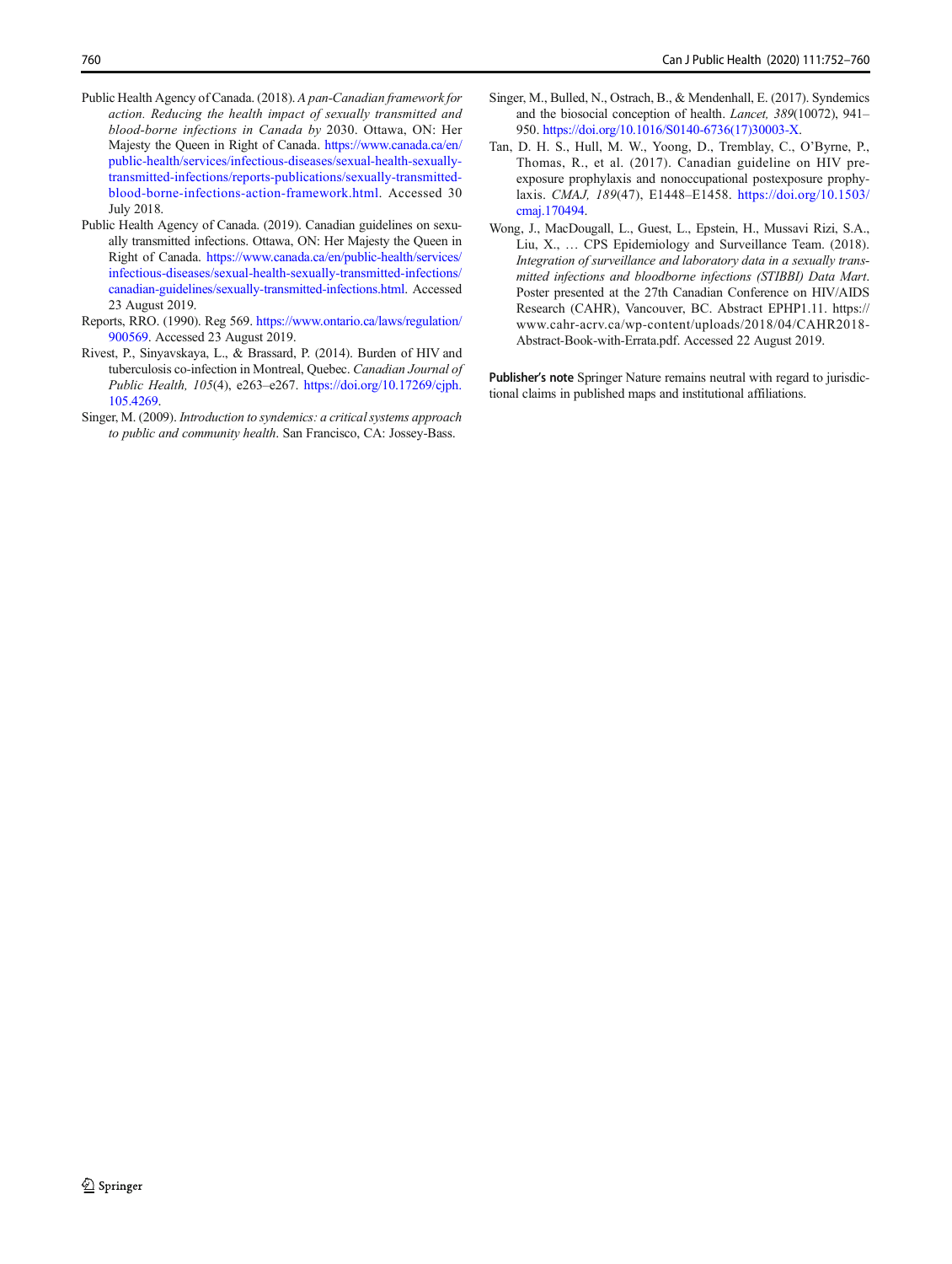Public Health Agency of Canada. (2018). *A pan-Canadian framework for action. Reducing the health impact of sexually transmitted and blood-borne infections in Canada by* 2030. Ottawa, ON: Her Majesty the Queen in Right of Canada. https://www.canada.ca/en/public-health/services/infectious-diseases/sexual-health-sexually-transmitted-infections/reports-publications/sexually-transmitted-blood-borne-infections-action-framework.html. Accessed 30 July 2018.

Public Health Agency of Canada. (2019). Canadian guidelines on sexually transmitted infections. Ottawa, ON: Her Majesty the Queen in Right of Canada. https://www.canada.ca/en/public-health/services/infectious-diseases/sexual-health-sexually-transmitted-infections/canadian-guidelines/sexually-transmitted-infections.html. Accessed 23 August 2019.

Reports, RRO. (1990). Reg 569. https://www.ontario.ca/laws/regulation/900569. Accessed 23 August 2019.

Rivest, P., Sinyavskaya, L., & Brassard, P. (2014). Burden of HIV and tuberculosis co-infection in Montreal, Quebec. *Canadian Journal of Public Health, 105*(4), e263–e267. https://doi.org/10.17269/cjph.105.4269.

Singer, M. (2009). *Introduction to syndemics: a critical systems approach to public and community health*. San Francisco, CA: Jossey-Bass.

Singer, M., Bulled, N., Ostrach, B., & Mendenhall, E. (2017). Syndemics and the biosocial conception of health. *Lancet, 389*(10072), 941–950. https://doi.org/10.1016/S0140-6736(17)30003-X.

Tan, D. H. S., Hull, M. W., Yoong, D., Tremblay, C., O'Byrne, P., Thomas, R., et al. (2017). Canadian guideline on HIV pre-exposure prophylaxis and nonoccupational postexposure prophylaxis. *CMAJ, 189*(47), E1448–E1458. https://doi.org/10.1503/cmaj.170494.

Wong, J., MacDougall, L., Guest, L., Epstein, H., Mussavi Rizi, S.A., Liu, X., … CPS Epidemiology and Surveillance Team. (2018). *Integration of surveillance and laboratory data in a sexually transmitted infections and bloodborne infections (STIBBI) Data Mart*. Poster presented at the 27th Canadian Conference on HIV/AIDS Research (CAHR), Vancouver, BC. Abstract EPHP1.11. https://www.cahr-acrv.ca/wp-content/uploads/2018/04/CAHR2018-Abstract-Book-with-Errata.pdf. Accessed 22 August 2019.

**Publisher's note** Springer Nature remains neutral with regard to jurisdictional claims in published maps and institutional affiliations.